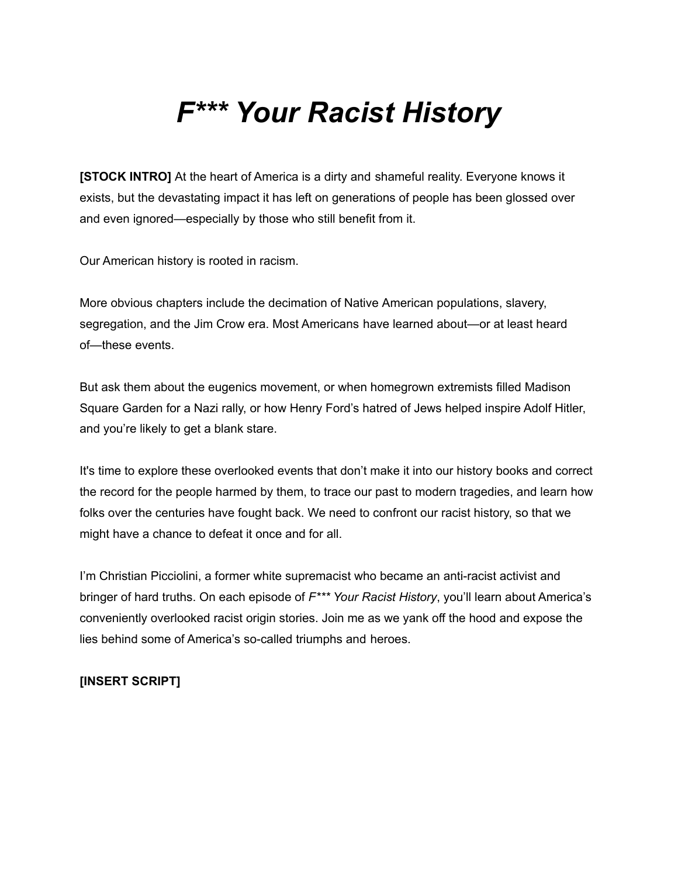# *F*** Your Racist History*

**[STOCK INTRO]** At the heart of America is a dirty and shameful reality. Everyone knows it exists, but the devastating impact it has left on generations of people has been glossed over and even ignored—especially by those who still benefit from it.

Our American history is rooted in racism.

More obvious chapters include the decimation of Native American populations, slavery, segregation, and the Jim Crow era. Most Americans have learned about—or at least heard of—these events.

But ask them about the eugenics movement, or when homegrown extremists filled Madison Square Garden for a Nazi rally, or how Henry Ford's hatred of Jews helped inspire Adolf Hitler, and you're likely to get a blank stare.

It's time to explore these overlooked events that don't make it into our history books and correct the record for the people harmed by them, to trace our past to modern tragedies, and learn how folks over the centuries have fought back. We need to confront our racist history, so that we might have a chance to defeat it once and for all.

I'm Christian Picciolini, a former white supremacist who became an anti-racist activist and bringer of hard truths. On each episode of *F*** Your Racist History*, you'll learn about America's conveniently overlooked racist origin stories. Join me as we yank off the hood and expose the lies behind some of America's so-called triumphs and heroes.

**[INSERT SCRIPT]**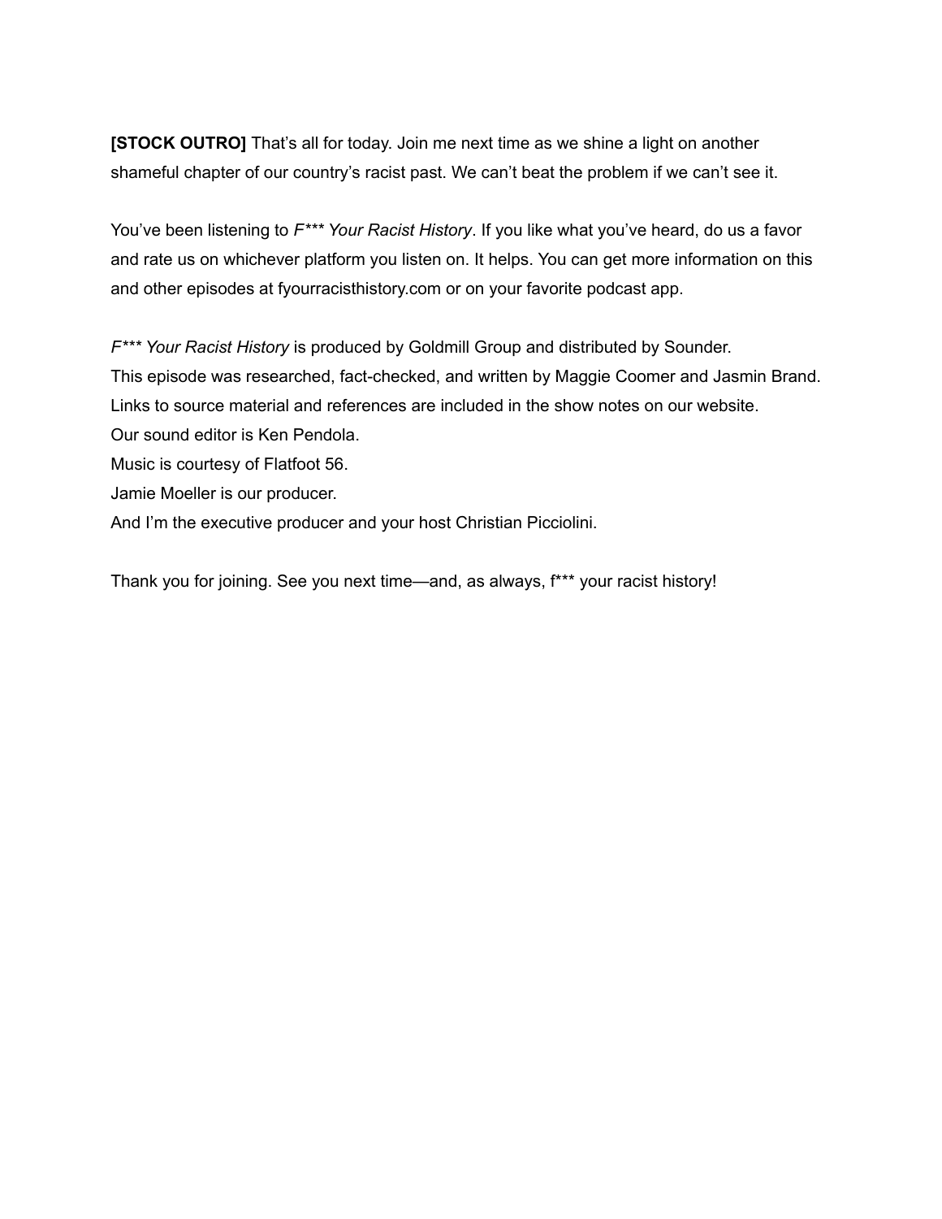**[STOCK OUTRO]** That's all for today. Join me next time as we shine a light on another shameful chapter of our country's racist past. We can't beat the problem if we can't see it.

You've been listening to *F*** Your Racist History*. If you like what you've heard, do us a favor and rate us on whichever platform you listen on. It helps. You can get more information on this and other episodes at fyourracisthistory.com or on your favorite podcast app.

*F*** Your Racist History* is produced by Goldmill Group and distributed by Sounder.
This episode was researched, fact-checked, and written by Maggie Coomer and Jasmin Brand.
Links to source material and references are included in the show notes on our website.
Our sound editor is Ken Pendola.
Music is courtesy of Flatfoot 56.
Jamie Moeller is our producer.
And I'm the executive producer and your host Christian Picciolini.

Thank you for joining. See you next time—and, as always, f*** your racist history!